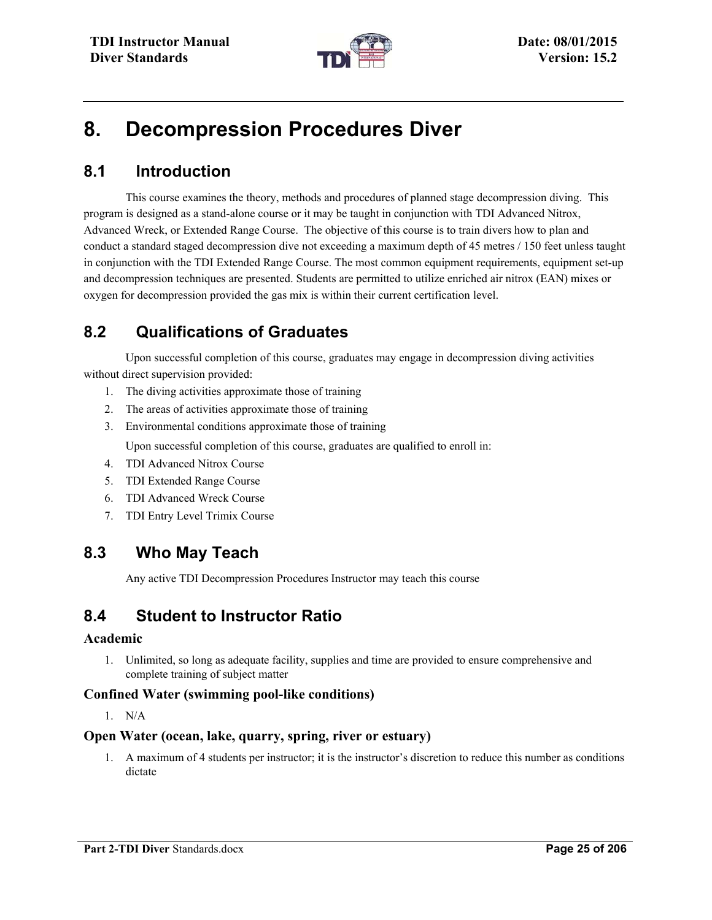# 8. Decompression Procedures Diver

## 8.1 Introduction

This course examines the theory, methods and procedures of planned stage decompression diving. This program is designed as a stand-alone course or it may be taught in conjunction with TDI Advanced Nitrox, Advanced Wreck, or Extended Range Course. The objective of this course is to train divers how to plan and conduct a standard staged decompression dive not exceeding a maximum depth of 45 metres / 150 feet unless taught in conjunction with the TDI Extended Range Course. The most common equipment requirements, equipment set-up and decompression techniques are presented. Students are permitted to utilize enriched air nitrox (EAN) mixes or oxygen for decompression provided the gas mix is within their current certification level.

## 8.2 Qualifications of Graduates

Upon successful completion of this course, graduates may engage in decompression diving activities without direct supervision provided:

1. The diving activities approximate those of training
2. The areas of activities approximate those of training
3. Environmental conditions approximate those of training

   Upon successful completion of this course, graduates are qualified to enroll in:

4. TDI Advanced Nitrox Course
5. TDI Extended Range Course
6. TDI Advanced Wreck Course
7. TDI Entry Level Trimix Course

## 8.3 Who May Teach

Any active TDI Decompression Procedures Instructor may teach this course

## 8.4 Student to Instructor Ratio

### Academic

1. Unlimited, so long as adequate facility, supplies and time are provided to ensure comprehensive and complete training of subject matter

### Confined Water (swimming pool-like conditions)

1. N/A

### Open Water (ocean, lake, quarry, spring, river or estuary)

1. A maximum of 4 students per instructor; it is the instructor's discretion to reduce this number as conditions dictate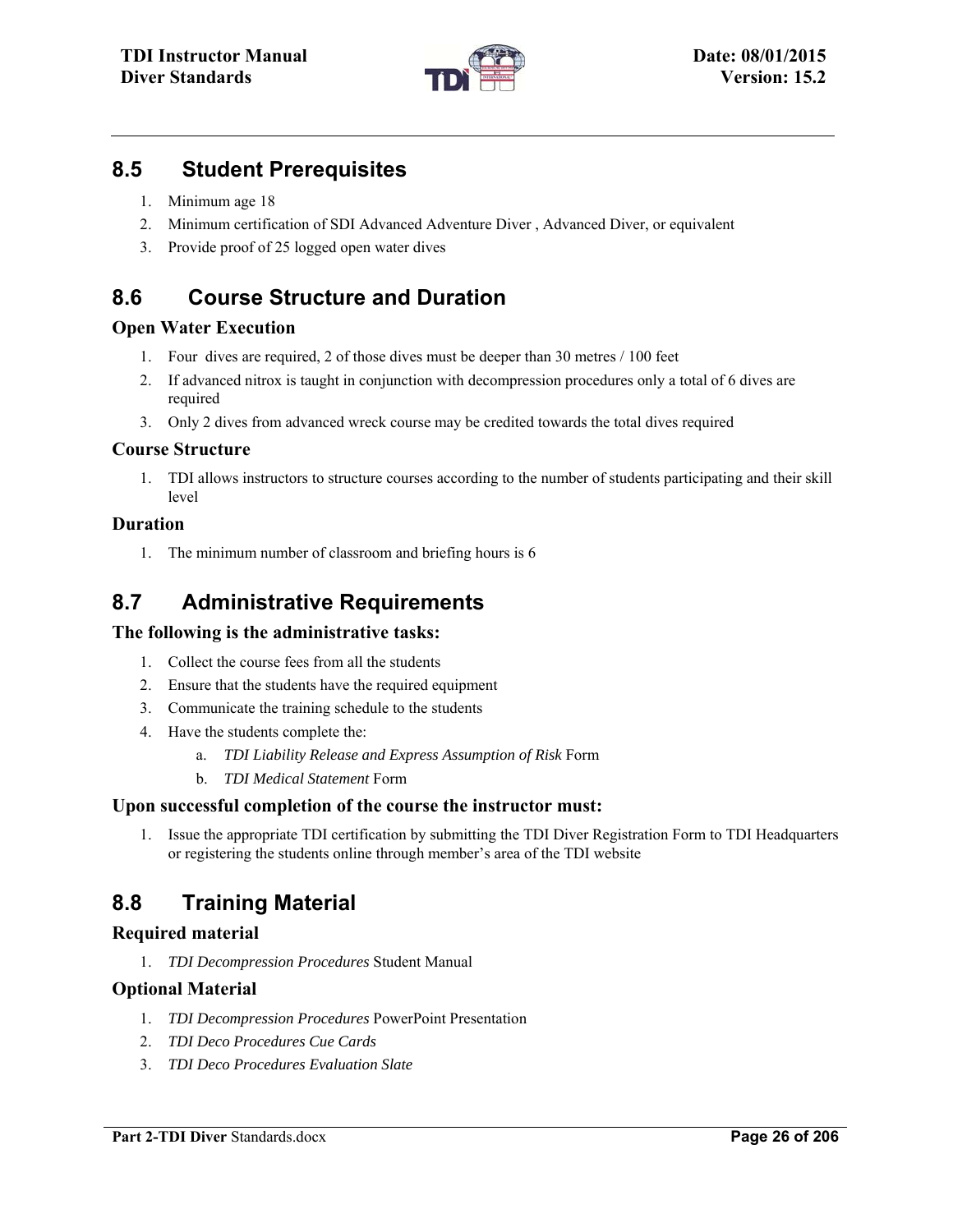## 8.5 Student Prerequisites

1. Minimum age 18
2. Minimum certification of SDI Advanced Adventure Diver , Advanced Diver, or equivalent
3. Provide proof of 25 logged open water dives

## 8.6 Course Structure and Duration

### Open Water Execution

1. Four dives are required, 2 of those dives must be deeper than 30 metres / 100 feet
2. If advanced nitrox is taught in conjunction with decompression procedures only a total of 6 dives are required
3. Only 2 dives from advanced wreck course may be credited towards the total dives required

### Course Structure

1. TDI allows instructors to structure courses according to the number of students participating and their skill level

### Duration

1. The minimum number of classroom and briefing hours is 6

## 8.7 Administrative Requirements

### The following is the administrative tasks:

1. Collect the course fees from all the students
2. Ensure that the students have the required equipment
3. Communicate the training schedule to the students
4. Have the students complete the:
   a. *TDI Liability Release and Express Assumption of Risk* Form
   b. *TDI Medical Statement* Form

### Upon successful completion of the course the instructor must:

1. Issue the appropriate TDI certification by submitting the TDI Diver Registration Form to TDI Headquarters or registering the students online through member's area of the TDI website

## 8.8 Training Material

### Required material

1. *TDI Decompression Procedures* Student Manual

### Optional Material

1. *TDI Decompression Procedures* PowerPoint Presentation
2. *TDI Deco Procedures Cue Cards*
3. *TDI Deco Procedures Evaluation Slate*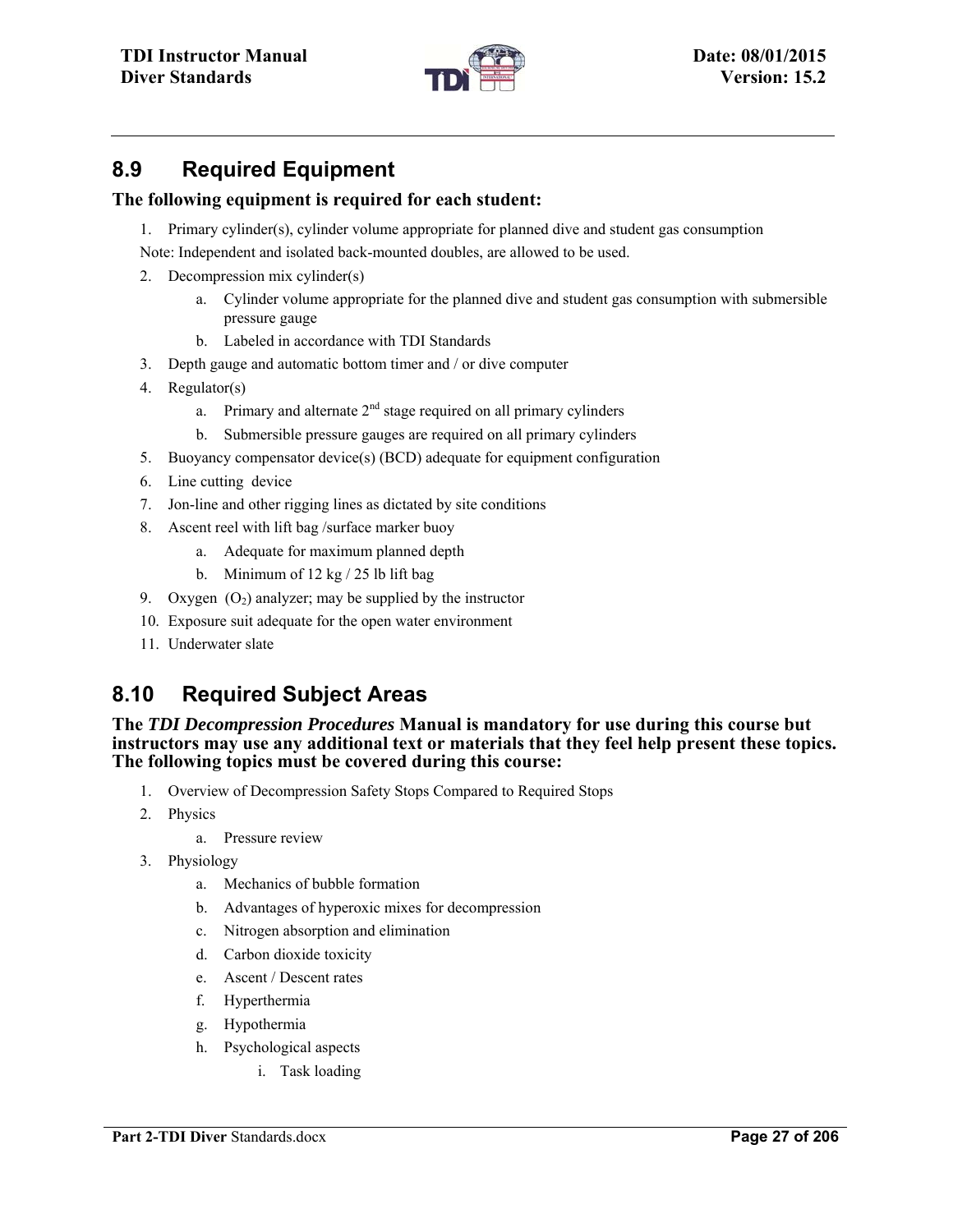## 8.9 Required Equipment

**The following equipment is required for each student:**

1. Primary cylinder(s), cylinder volume appropriate for planned dive and student gas consumption

   Note: Independent and isolated back-mounted doubles, are allowed to be used.

2. Decompression mix cylinder(s)
   a. Cylinder volume appropriate for the planned dive and student gas consumption with submersible pressure gauge
   b. Labeled in accordance with TDI Standards
3. Depth gauge and automatic bottom timer and / or dive computer
4. Regulator(s)
   a. Primary and alternate 2nd stage required on all primary cylinders
   b. Submersible pressure gauges are required on all primary cylinders
5. Buoyancy compensator device(s) (BCD) adequate for equipment configuration
6. Line cutting device
7. Jon-line and other rigging lines as dictated by site conditions
8. Ascent reel with lift bag /surface marker buoy
   a. Adequate for maximum planned depth
   b. Minimum of 12 kg / 25 lb lift bag
9. Oxygen ($O_2$) analyzer; may be supplied by the instructor
10. Exposure suit adequate for the open water environment
11. Underwater slate

## 8.10 Required Subject Areas

**The *TDI Decompression Procedures* Manual is mandatory for use during this course but instructors may use any additional text or materials that they feel help present these topics. The following topics must be covered during this course:**

1. Overview of Decompression Safety Stops Compared to Required Stops
2. Physics
   a. Pressure review
3. Physiology
   a. Mechanics of bubble formation
   b. Advantages of hyperoxic mixes for decompression
   c. Nitrogen absorption and elimination
   d. Carbon dioxide toxicity
   e. Ascent / Descent rates
   f. Hyperthermia
   g. Hypothermia
   h. Psychological aspects
      i. Task loading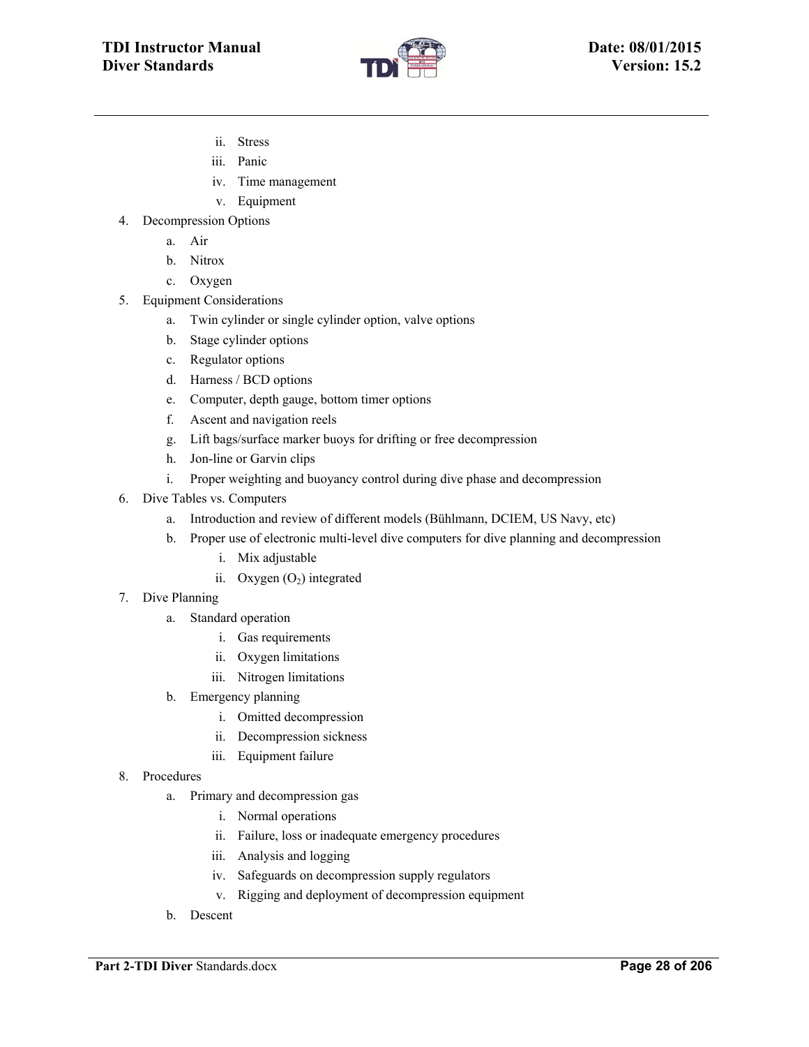- ii. Stress
   - iii. Panic
   - iv. Time management
   - v. Equipment

4. Decompression Options
   - a. Air
   - b. Nitrox
   - c. Oxygen
5. Equipment Considerations
   - a. Twin cylinder or single cylinder option, valve options
   - b. Stage cylinder options
   - c. Regulator options
   - d. Harness / BCD options
   - e. Computer, depth gauge, bottom timer options
   - f. Ascent and navigation reels
   - g. Lift bags/surface marker buoys for drifting or free decompression
   - h. Jon-line or Garvin clips
   - i. Proper weighting and buoyancy control during dive phase and decompression
6. Dive Tables vs. Computers
   - a. Introduction and review of different models (Bühlmann, DCIEM, US Navy, etc)
   - b. Proper use of electronic multi-level dive computers for dive planning and decompression
     - i. Mix adjustable
     - ii. Oxygen ($O_2$) integrated
7. Dive Planning
   - a. Standard operation
     - i. Gas requirements
     - ii. Oxygen limitations
     - iii. Nitrogen limitations
   - b. Emergency planning
     - i. Omitted decompression
     - ii. Decompression sickness
     - iii. Equipment failure
8. Procedures
   - a. Primary and decompression gas
     - i. Normal operations
     - ii. Failure, loss or inadequate emergency procedures
     - iii. Analysis and logging
     - iv. Safeguards on decompression supply regulators
     - v. Rigging and deployment of decompression equipment
   - b. Descent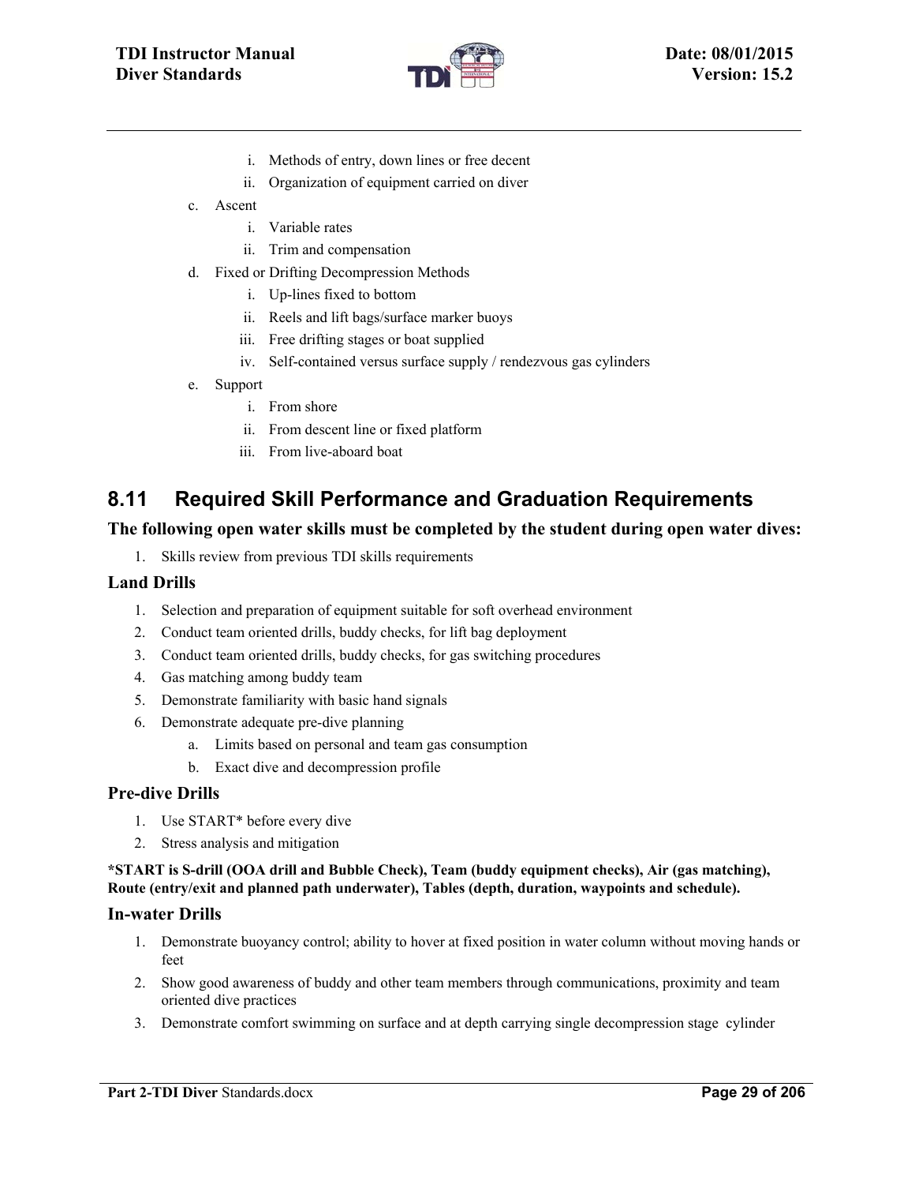i. Methods of entry, down lines or free decent
   ii. Organization of equipment carried on diver

c. Ascent
   i. Variable rates
   ii. Trim and compensation

d. Fixed or Drifting Decompression Methods
   i. Up-lines fixed to bottom
   ii. Reels and lift bags/surface marker buoys
   iii. Free drifting stages or boat supplied
   iv. Self-contained versus surface supply / rendezvous gas cylinders

e. Support
   i. From shore
   ii. From descent line or fixed platform
   iii. From live-aboard boat

## 8.11 Required Skill Performance and Graduation Requirements

### The following open water skills must be completed by the student during open water dives:

1. Skills review from previous TDI skills requirements

### Land Drills

1. Selection and preparation of equipment suitable for soft overhead environment
2. Conduct team oriented drills, buddy checks, for lift bag deployment
3. Conduct team oriented drills, buddy checks, for gas switching procedures
4. Gas matching among buddy team
5. Demonstrate familiarity with basic hand signals
6. Demonstrate adequate pre-dive planning
   a. Limits based on personal and team gas consumption
   b. Exact dive and decompression profile

### Pre-dive Drills

1. Use START* before every dive
2. Stress analysis and mitigation

**\*START is S-drill (OOA drill and Bubble Check), Team (buddy equipment checks), Air (gas matching), Route (entry/exit and planned path underwater), Tables (depth, duration, waypoints and schedule).**

### In-water Drills

1. Demonstrate buoyancy control; ability to hover at fixed position in water column without moving hands or feet
2. Show good awareness of buddy and other team members through communications, proximity and team oriented dive practices
3. Demonstrate comfort swimming on surface and at depth carrying single decompression stage cylinder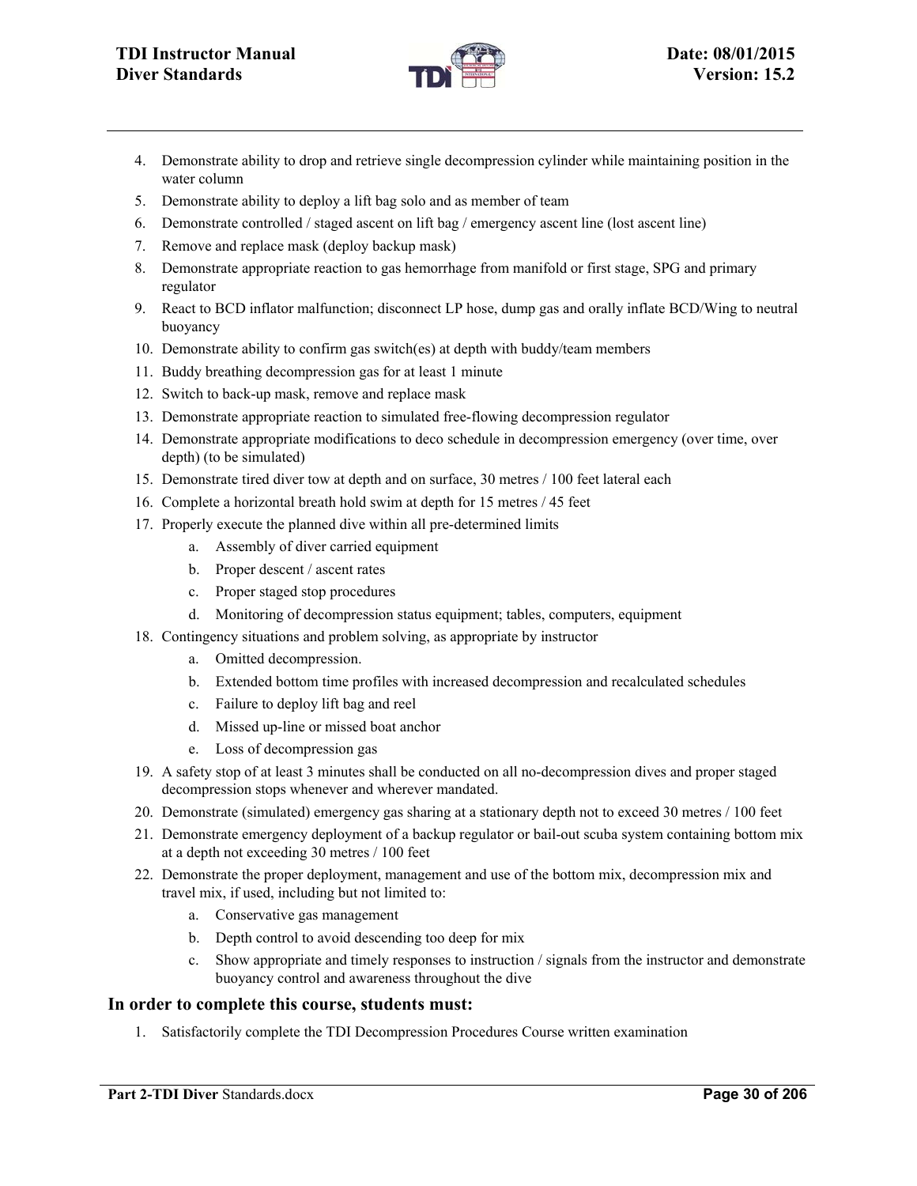4. Demonstrate ability to drop and retrieve single decompression cylinder while maintaining position in the water column
5. Demonstrate ability to deploy a lift bag solo and as member of team
6. Demonstrate controlled / staged ascent on lift bag / emergency ascent line (lost ascent line)
7. Remove and replace mask (deploy backup mask)
8. Demonstrate appropriate reaction to gas hemorrhage from manifold or first stage, SPG and primary regulator
9. React to BCD inflator malfunction; disconnect LP hose, dump gas and orally inflate BCD/Wing to neutral buoyancy
10. Demonstrate ability to confirm gas switch(es) at depth with buddy/team members
11. Buddy breathing decompression gas for at least 1 minute
12. Switch to back-up mask, remove and replace mask
13. Demonstrate appropriate reaction to simulated free-flowing decompression regulator
14. Demonstrate appropriate modifications to deco schedule in decompression emergency (over time, over depth) (to be simulated)
15. Demonstrate tired diver tow at depth and on surface, 30 metres / 100 feet lateral each
16. Complete a horizontal breath hold swim at depth for 15 metres / 45 feet
17. Properly execute the planned dive within all pre-determined limits
    a. Assembly of diver carried equipment
    b. Proper descent / ascent rates
    c. Proper staged stop procedures
    d. Monitoring of decompression status equipment; tables, computers, equipment
18. Contingency situations and problem solving, as appropriate by instructor
    a. Omitted decompression.
    b. Extended bottom time profiles with increased decompression and recalculated schedules
    c. Failure to deploy lift bag and reel
    d. Missed up-line or missed boat anchor
    e. Loss of decompression gas
19. A safety stop of at least 3 minutes shall be conducted on all no-decompression dives and proper staged decompression stops whenever and wherever mandated.
20. Demonstrate (simulated) emergency gas sharing at a stationary depth not to exceed 30 metres / 100 feet
21. Demonstrate emergency deployment of a backup regulator or bail-out scuba system containing bottom mix at a depth not exceeding 30 metres / 100 feet
22. Demonstrate the proper deployment, management and use of the bottom mix, decompression mix and travel mix, if used, including but not limited to:
    a. Conservative gas management
    b. Depth control to avoid descending too deep for mix
    c. Show appropriate and timely responses to instruction / signals from the instructor and demonstrate buoyancy control and awareness throughout the dive

### In order to complete this course, students must:

1. Satisfactorily complete the TDI Decompression Procedures Course written examination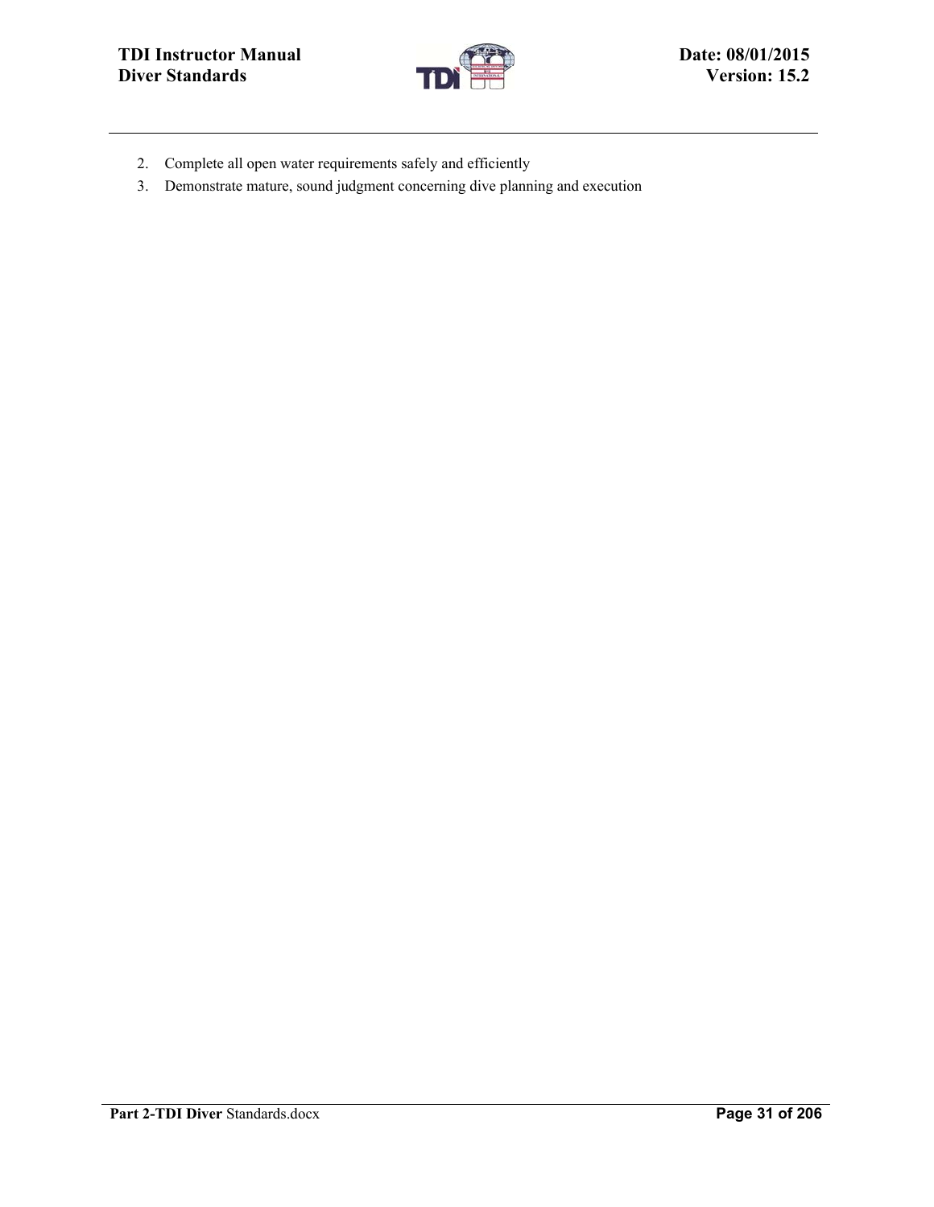2. Complete all open water requirements safely and efficiently
3. Demonstrate mature, sound judgment concerning dive planning and execution